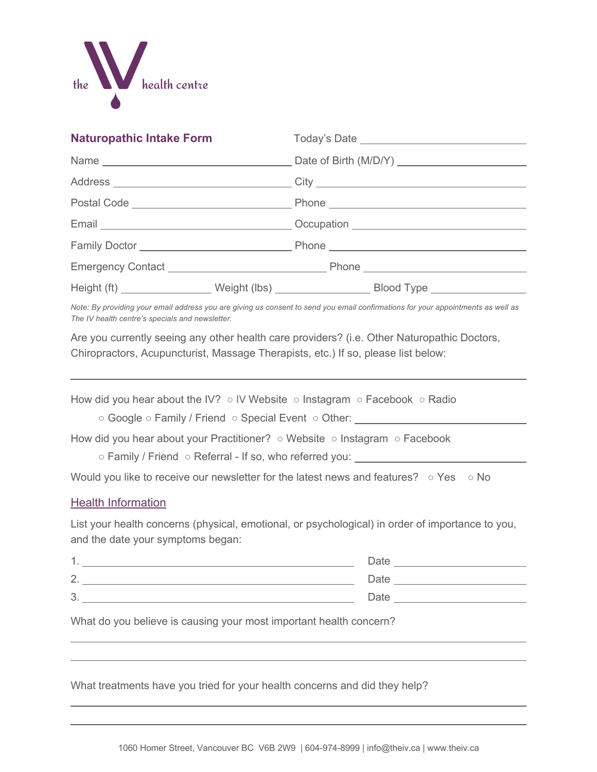the IV health centre

**Naturopathic Intake Form**

Today's Date ____________________

Name ____________________ Date of Birth (M/D/Y) ____________________

Address ____________________ City ____________________

Postal Code ____________________ Phone ____________________

Email ____________________ Occupation ____________________

Family Doctor ____________________ Phone ____________________

Emergency Contact ____________________ Phone ____________________

Height (ft) ____________ Weight (lbs) ____________ Blood Type ____________

*Note: By providing your email address you are giving us consent to send you email confirmations for your appointments as well as The IV health centre's specials and newsletter.*

Are you currently seeing any other health care providers? (i.e. Other Naturopathic Doctors, Chiropractors, Acupuncturist, Massage Therapists, etc.) If so, please list below:

________________________________________

How did you hear about the IV? ○ IV Website ○ Instagram ○ Facebook ○ Radio ○ Google ○ Family / Friend ○ Special Event ○ Other: ____________________

How did you hear about your Practitioner? ○ Website ○ Instagram ○ Facebook ○ Family / Friend ○ Referral - If so, who referred you: ____________________

Would you like to receive our newsletter for the latest news and features? ○ Yes ○ No

## Health Information

List your health concerns (physical, emotional, or psychological) in order of importance to you, and the date your symptoms began:

1. ____________________ Date ____________
2. ____________________ Date ____________
3. ____________________ Date ____________

What do you believe is causing your most important health concern?

________________________________________

________________________________________

What treatments have you tried for your health concerns and did they help?

________________________________________

________________________________________

1060 Homer Street, Vancouver BC V6B 2W9 | 604-974-8999 | info@theiv.ca | www.theiv.ca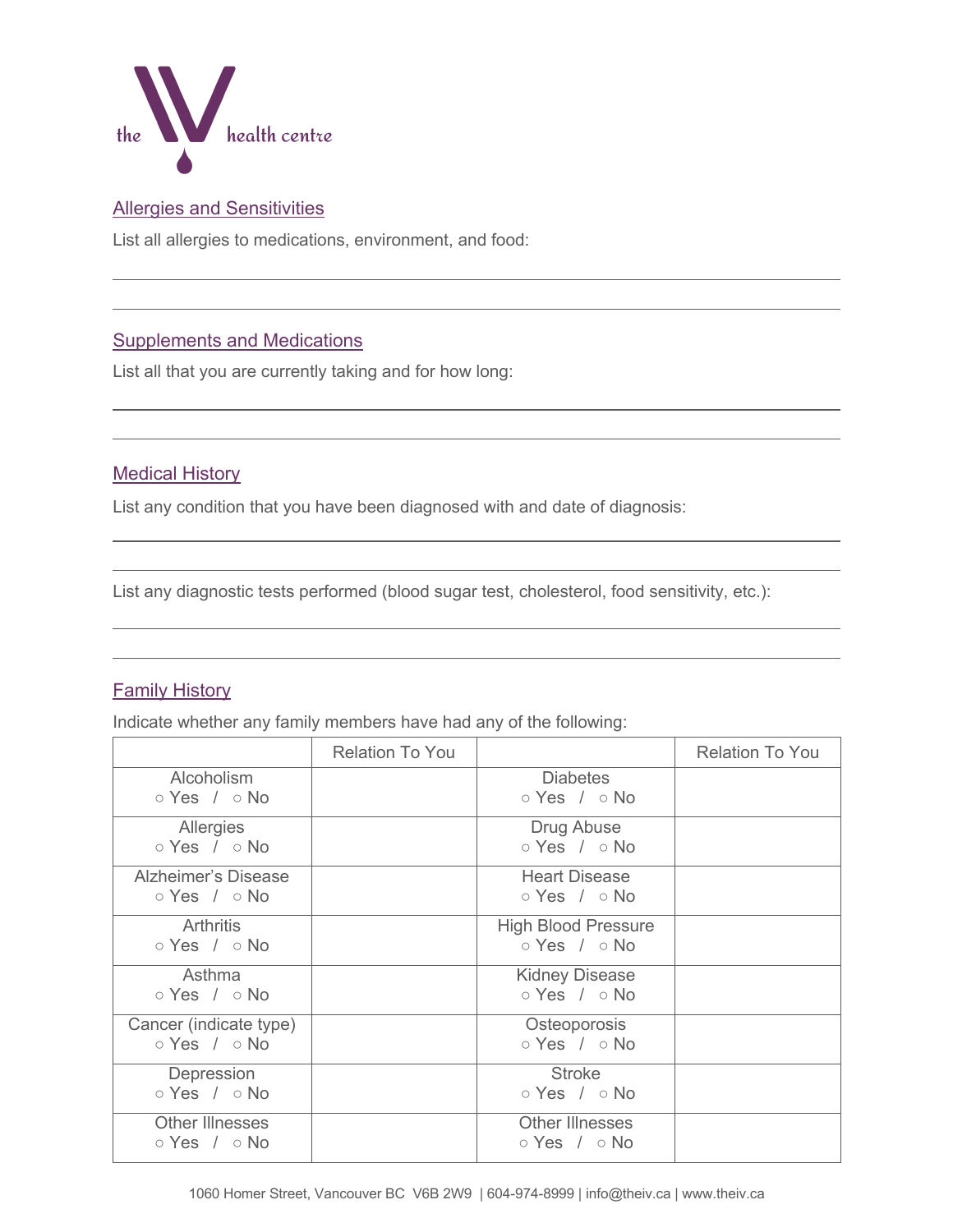the health centre

## Allergies and Sensitivities

List all allergies to medications, environment, and food:

______________________________________________________________________

______________________________________________________________________

## Supplements and Medications

List all that you are currently taking and for how long:

______________________________________________________________________

______________________________________________________________________

## Medical History

List any condition that you have been diagnosed with and date of diagnosis:

______________________________________________________________________

______________________________________________________________________

List any diagnostic tests performed (blood sugar test, cholesterol, food sensitivity, etc.):

______________________________________________________________________

______________________________________________________________________

## Family History

Indicate whether any family members have had any of the following:

| | Relation To You | | Relation To You |
|---|---|---|---|
| Alcoholism<br>○ Yes / ○ No | | Diabetes<br>○ Yes / ○ No | |
| Allergies<br>○ Yes / ○ No | | Drug Abuse<br>○ Yes / ○ No | |
| Alzheimer's Disease<br>○ Yes / ○ No | | Heart Disease<br>○ Yes / ○ No | |
| Arthritis<br>○ Yes / ○ No | | High Blood Pressure<br>○ Yes / ○ No | |
| Asthma<br>○ Yes / ○ No | | Kidney Disease<br>○ Yes / ○ No | |
| Cancer (indicate type)<br>○ Yes / ○ No | | Osteoporosis<br>○ Yes / ○ No | |
| Depression<br>○ Yes / ○ No | | Stroke<br>○ Yes / ○ No | |
| Other Illnesses<br>○ Yes / ○ No | | Other Illnesses<br>○ Yes / ○ No | |

1060 Homer Street, Vancouver BC V6B 2W9 | 604-974-8999 | info@theiv.ca | www.theiv.ca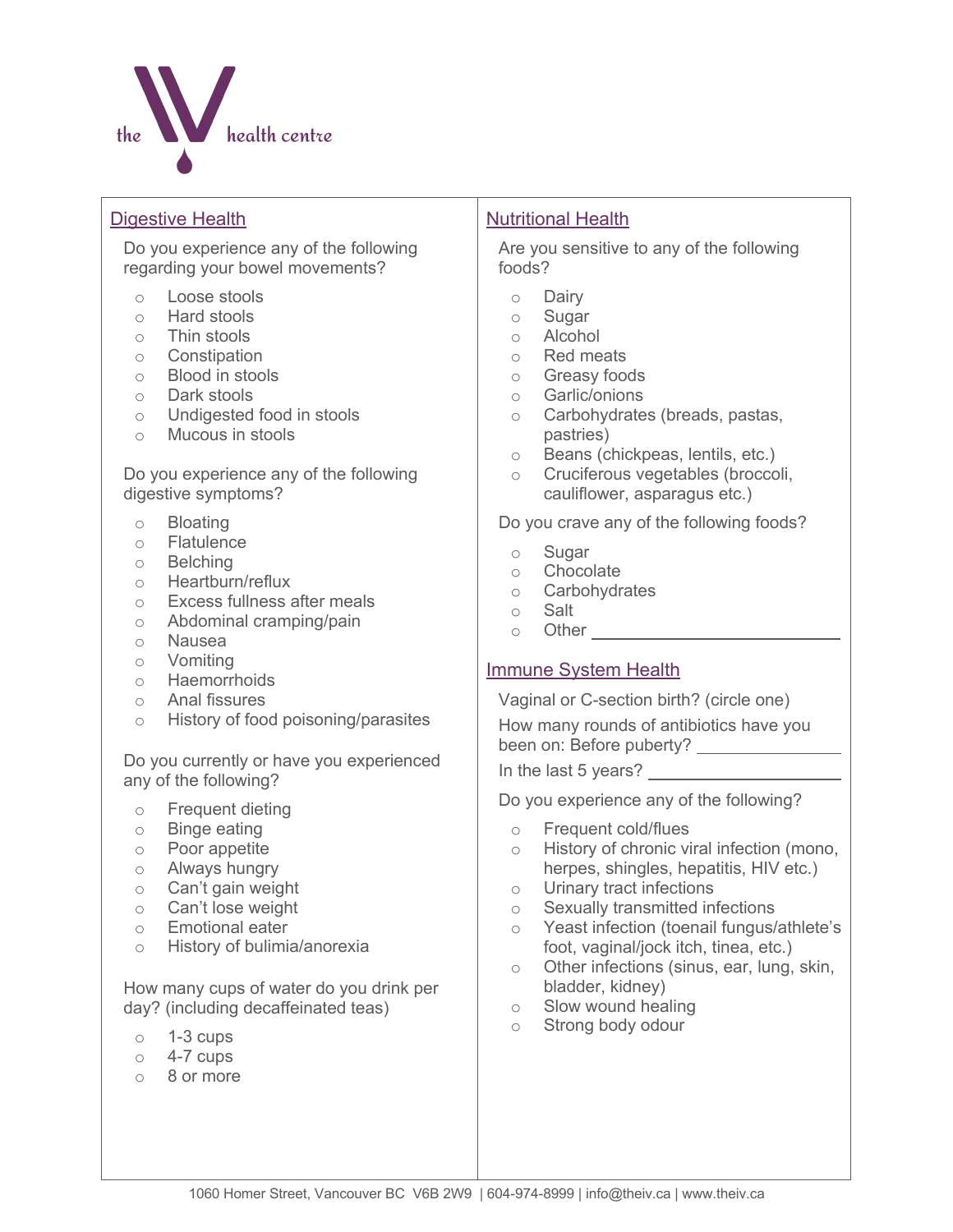## Digestive Health

Do you experience any of the following regarding your bowel movements?

- Loose stools
- Hard stools
- Thin stools
- Constipation
- Blood in stools
- Dark stools
- Undigested food in stools
- Mucous in stools

Do you experience any of the following digestive symptoms?

- Bloating
- Flatulence
- Belching
- Heartburn/reflux
- Excess fullness after meals
- Abdominal cramping/pain
- Nausea
- Vomiting
- Haemorrhoids
- Anal fissures
- History of food poisoning/parasites

Do you currently or have you experienced any of the following?

- Frequent dieting
- Binge eating
- Poor appetite
- Always hungry
- Can't gain weight
- Can't lose weight
- Emotional eater
- History of bulimia/anorexia

How many cups of water do you drink per day? (including decaffeinated teas)

- 1-3 cups
- 4-7 cups
- 8 or more

## Nutritional Health

Are you sensitive to any of the following foods?

- Dairy
- Sugar
- Alcohol
- Red meats
- Greasy foods
- Garlic/onions
- Carbohydrates (breads, pastas, pastries)
- Beans (chickpeas, lentils, etc.)
- Cruciferous vegetables (broccoli, cauliflower, asparagus etc.)

Do you crave any of the following foods?

- Sugar
- Chocolate
- Carbohydrates
- Salt
- Other ______________________

## Immune System Health

Vaginal or C-section birth? (circle one)

How many rounds of antibiotics have you been on: Before puberty? ______________

In the last 5 years? ______________

Do you experience any of the following?

- Frequent cold/flues
- History of chronic viral infection (mono, herpes, shingles, hepatitis, HIV etc.)
- Urinary tract infections
- Sexually transmitted infections
- Yeast infection (toenail fungus/athlete's foot, vaginal/jock itch, tinea, etc.)
- Other infections (sinus, ear, lung, skin, bladder, kidney)
- Slow wound healing
- Strong body odour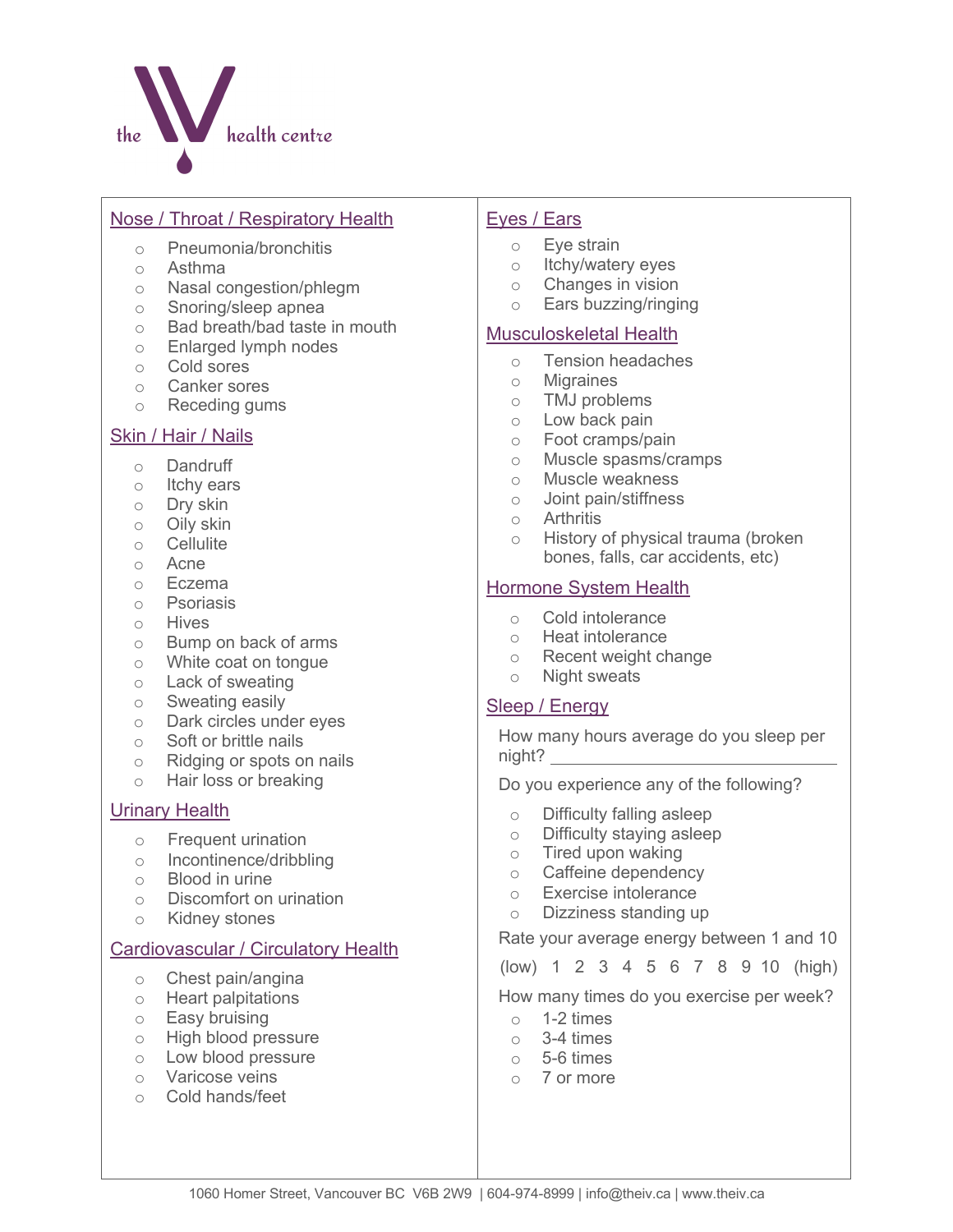the health centre

## Nose / Throat / Respiratory Health

- Pneumonia/bronchitis
- Asthma
- Nasal congestion/phlegm
- Snoring/sleep apnea
- Bad breath/bad taste in mouth
- Enlarged lymph nodes
- Cold sores
- Canker sores
- Receding gums

## Skin / Hair / Nails

- Dandruff
- Itchy ears
- Dry skin
- Oily skin
- Cellulite
- Acne
- Eczema
- Psoriasis
- Hives
- Bump on back of arms
- White coat on tongue
- Lack of sweating
- Sweating easily
- Dark circles under eyes
- Soft or brittle nails
- Ridging or spots on nails
- Hair loss or breaking

## Urinary Health

- Frequent urination
- Incontinence/dribbling
- Blood in urine
- Discomfort on urination
- Kidney stones

## Cardiovascular / Circulatory Health

- Chest pain/angina
- Heart palpitations
- Easy bruising
- High blood pressure
- Low blood pressure
- Varicose veins
- Cold hands/feet

## Eyes / Ears

- Eye strain
- Itchy/watery eyes
- Changes in vision
- Ears buzzing/ringing

## Musculoskeletal Health

- Tension headaches
- Migraines
- TMJ problems
- Low back pain
- Foot cramps/pain
- Muscle spasms/cramps
- Muscle weakness
- Joint pain/stiffness
- Arthritis
- History of physical trauma (broken bones, falls, car accidents, etc)

## Hormone System Health

- Cold intolerance
- Heat intolerance
- Recent weight change
- Night sweats

## Sleep / Energy

How many hours average do you sleep per night? ____________________

Do you experience any of the following?

- Difficulty falling asleep
- Difficulty staying asleep
- Tired upon waking
- Caffeine dependency
- Exercise intolerance
- Dizziness standing up

Rate your average energy between 1 and 10

(low) 1 2 3 4 5 6 7 8 9 10 (high)

How many times do you exercise per week?

- 1-2 times
- 3-4 times
- 5-6 times
- 7 or more

1060 Homer Street, Vancouver BC V6B 2W9 | 604-974-8999 | info@theiv.ca | www.theiv.ca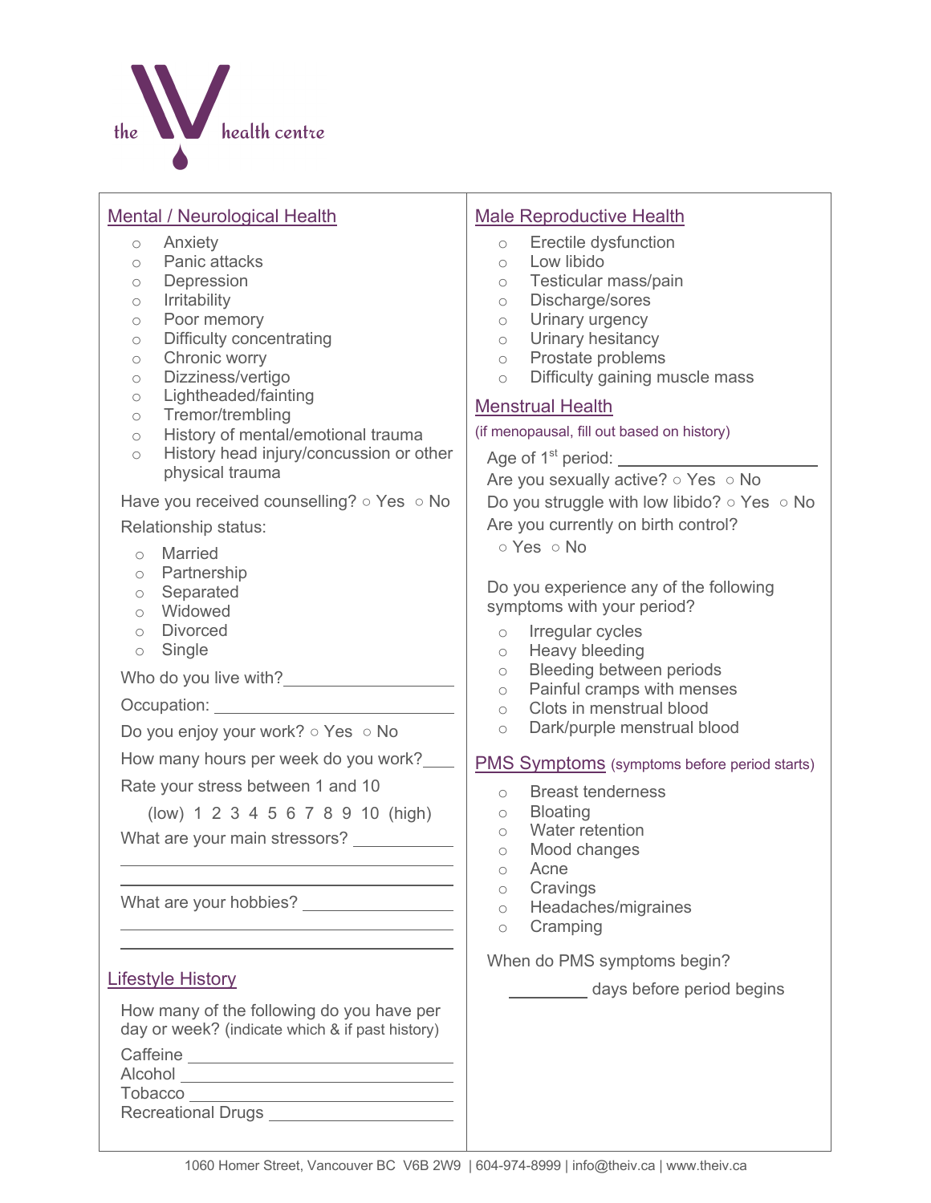the health centre

## Mental / Neurological Health

- ○ Anxiety
- ○ Panic attacks
- ○ Depression
- ○ Irritability
- ○ Poor memory
- ○ Difficulty concentrating
- ○ Chronic worry
- ○ Dizziness/vertigo
- ○ Lightheaded/fainting
- ○ Tremor/trembling
- ○ History of mental/emotional trauma
- ○ History head injury/concussion or other physical trauma

Have you received counselling? ○ Yes ○ No

Relationship status:

- ○ Married
- ○ Partnership
- ○ Separated
- ○ Widowed
- ○ Divorced
- ○ Single

Who do you live with?__________________

Occupation: __________________

Do you enjoy your work? ○ Yes ○ No

How many hours per week do you work?____

Rate your stress between 1 and 10

(low) 1 2 3 4 5 6 7 8 9 10 (high)

What are your main stressors? ___________

______________________________

______________________________

What are your hobbies? ________________

______________________________

______________________________

## Lifestyle History

How many of the following do you have per day or week? (indicate which & if past history)

Caffeine ______________________________

Alcohol ______________________________

Tobacco ______________________________

Recreational Drugs ____________________

## Male Reproductive Health

- ○ Erectile dysfunction
- ○ Low libido
- ○ Testicular mass/pain
- ○ Discharge/sores
- ○ Urinary urgency
- ○ Urinary hesitancy
- ○ Prostate problems
- ○ Difficulty gaining muscle mass

## Menstrual Health

(if menopausal, fill out based on history)

Age of 1st period: __________________

Are you sexually active? ○ Yes ○ No

Do you struggle with low libido? ○ Yes ○ No

Are you currently on birth control?

○ Yes ○ No

Do you experience any of the following symptoms with your period?

- ○ Irregular cycles
- ○ Heavy bleeding
- ○ Bleeding between periods
- ○ Painful cramps with menses
- ○ Clots in menstrual blood
- ○ Dark/purple menstrual blood

## PMS Symptoms (symptoms before period starts)

- ○ Breast tenderness
- ○ Bloating
- ○ Water retention
- ○ Mood changes
- ○ Acne
- ○ Cravings
- ○ Headaches/migraines
- ○ Cramping

When do PMS symptoms begin?

________ days before period begins

1060 Homer Street, Vancouver BC V6B 2W9 | 604-974-8999 | info@theiv.ca | www.theiv.ca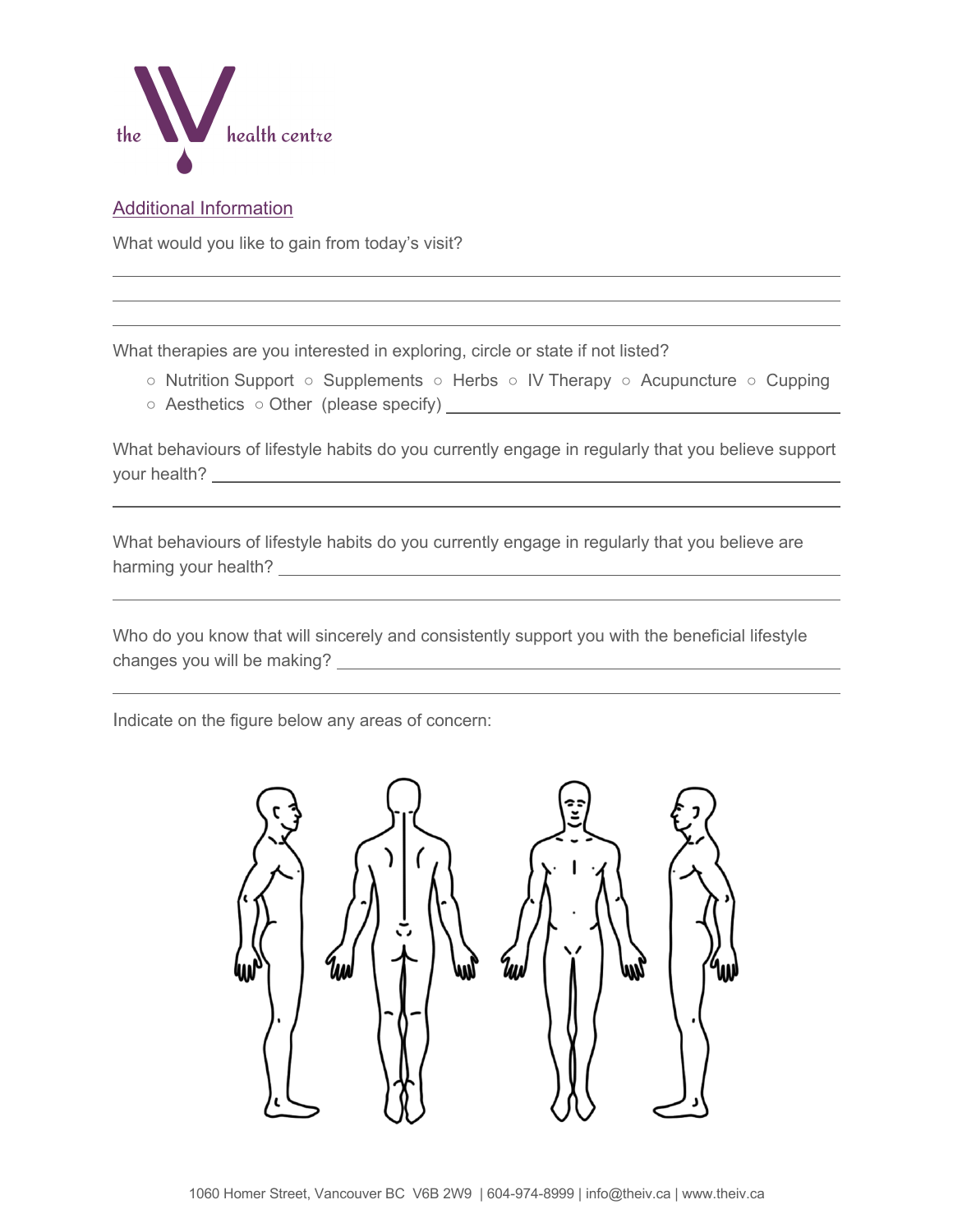the IV health centre

## Additional Information

What would you like to gain from today's visit?

\_\_\_\_\_\_\_\_\_\_\_\_\_\_\_\_\_\_\_\_\_\_\_\_\_\_\_\_\_\_\_\_\_\_\_\_\_\_\_\_\_\_\_\_\_\_\_\_\_\_\_\_\_\_\_\_\_\_\_\_

\_\_\_\_\_\_\_\_\_\_\_\_\_\_\_\_\_\_\_\_\_\_\_\_\_\_\_\_\_\_\_\_\_\_\_\_\_\_\_\_\_\_\_\_\_\_\_\_\_\_\_\_\_\_\_\_\_\_\_\_

\_\_\_\_\_\_\_\_\_\_\_\_\_\_\_\_\_\_\_\_\_\_\_\_\_\_\_\_\_\_\_\_\_\_\_\_\_\_\_\_\_\_\_\_\_\_\_\_\_\_\_\_\_\_\_\_\_\_\_\_

What therapies are you interested in exploring, circle or state if not listed?

○ Nutrition Support ○ Supplements ○ Herbs ○ IV Therapy ○ Acupuncture ○ Cupping
○ Aesthetics ○ Other (please specify) \_\_\_\_\_\_\_\_\_\_\_\_\_\_\_\_\_\_\_\_\_\_\_\_\_\_\_\_\_\_\_\_

What behaviours of lifestyle habits do you currently engage in regularly that you believe support your health? \_\_\_\_\_\_\_\_\_\_\_\_\_\_\_\_\_\_\_\_\_\_\_\_\_\_\_\_\_\_\_\_\_\_\_\_\_\_\_\_\_\_\_\_\_\_\_\_\_\_\_

\_\_\_\_\_\_\_\_\_\_\_\_\_\_\_\_\_\_\_\_\_\_\_\_\_\_\_\_\_\_\_\_\_\_\_\_\_\_\_\_\_\_\_\_\_\_\_\_\_\_\_\_\_\_\_\_\_\_\_\_

What behaviours of lifestyle habits do you currently engage in regularly that you believe are harming your health? \_\_\_\_\_\_\_\_\_\_\_\_\_\_\_\_\_\_\_\_\_\_\_\_\_\_\_\_\_\_\_\_\_\_\_\_\_\_\_\_\_\_\_\_\_\_\_\_\_\_\_

\_\_\_\_\_\_\_\_\_\_\_\_\_\_\_\_\_\_\_\_\_\_\_\_\_\_\_\_\_\_\_\_\_\_\_\_\_\_\_\_\_\_\_\_\_\_\_\_\_\_\_\_\_\_\_\_\_\_\_\_

Who do you know that will sincerely and consistently support you with the beneficial lifestyle changes you will be making? \_\_\_\_\_\_\_\_\_\_\_\_\_\_\_\_\_\_\_\_\_\_\_\_\_\_\_\_\_\_\_\_\_\_\_\_\_\_\_\_\_\_\_\_\_\_\_\_\_\_\_

\_\_\_\_\_\_\_\_\_\_\_\_\_\_\_\_\_\_\_\_\_\_\_\_\_\_\_\_\_\_\_\_\_\_\_\_\_\_\_\_\_\_\_\_\_\_\_\_\_\_\_\_\_\_\_\_\_\_\_\_

Indicate on the figure below any areas of concern:

1060 Homer Street, Vancouver BC V6B 2W9 | 604-974-8999 | info@theiv.ca | www.theiv.ca